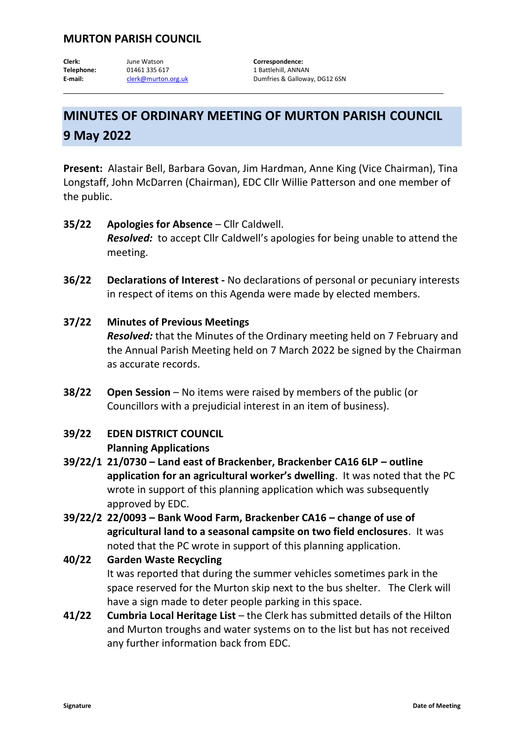## MURTON PARISH COUNCIL

**Clerk:** June Watson
**Telephone:** 01461 335 617
**E-mail:** clerk@murton.org.uk

**Correspondence:**
1 Battlehill, ANNAN
Dumfries & Galloway, DG12 6SN

---

# MINUTES OF ORDINARY MEETING OF MURTON PARISH COUNCIL 9 May 2022

**Present:** Alastair Bell, Barbara Govan, Jim Hardman, Anne King (Vice Chairman), Tina Longstaff, John McDarren (Chairman), EDC Cllr Willie Patterson and one member of the public.

**35/22** **Apologies for Absence** – Cllr Caldwell.
***Resolved:*** to accept Cllr Caldwell's apologies for being unable to attend the meeting.

**36/22** **Declarations of Interest -** No declarations of personal or pecuniary interests in respect of items on this Agenda were made by elected members.

**37/22** **Minutes of Previous Meetings**
***Resolved:*** that the Minutes of the Ordinary meeting held on 7 February and the Annual Parish Meeting held on 7 March 2022 be signed by the Chairman as accurate records.

**38/22** **Open Session** – No items were raised by members of the public (or Councillors with a prejudicial interest in an item of business).

**39/22** **EDEN DISTRICT COUNCIL**
**Planning Applications**

**39/22/1** **21/0730 – Land east of Brackenber, Brackenber CA16 6LP – outline application for an agricultural worker's dwelling**. It was noted that the PC wrote in support of this planning application which was subsequently approved by EDC.

**39/22/2** **22/0093 – Bank Wood Farm, Brackenber CA16 – change of use of agricultural land to a seasonal campsite on two field enclosures**. It was noted that the PC wrote in support of this planning application.

**40/22** **Garden Waste Recycling**
It was reported that during the summer vehicles sometimes park in the space reserved for the Murton skip next to the bus shelter. The Clerk will have a sign made to deter people parking in this space.

**41/22** **Cumbria Local Heritage List** – the Clerk has submitted details of the Hilton and Murton troughs and water systems on to the list but has not received any further information back from EDC.

**Signature** **Date of Meeting**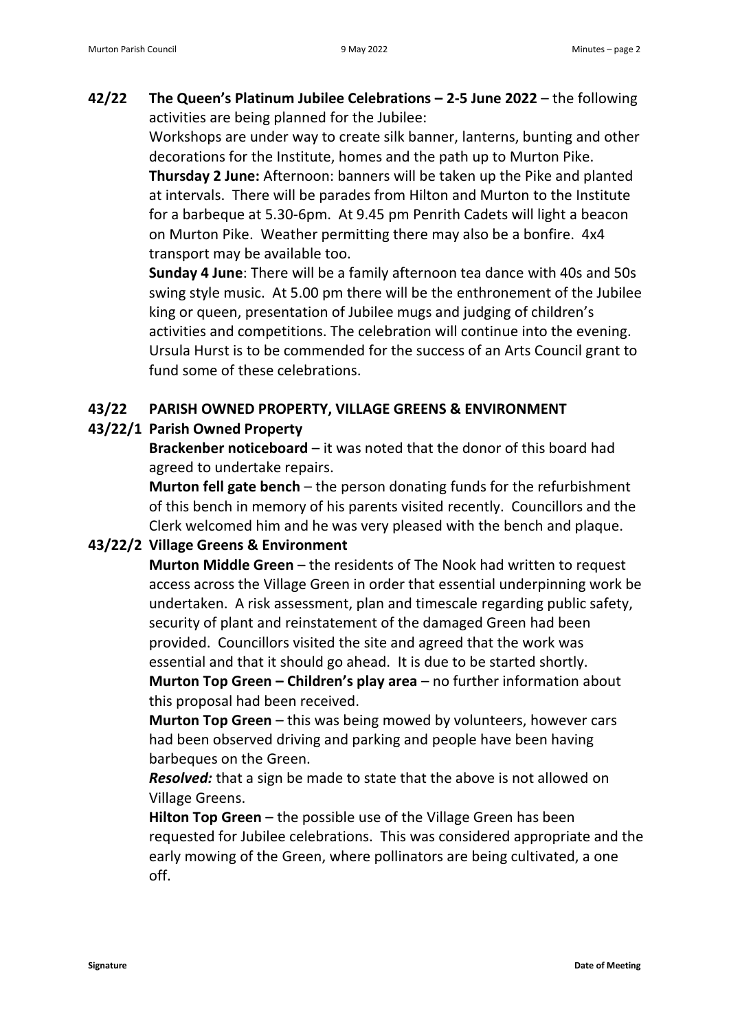**42/22 The Queen's Platinum Jubilee Celebrations – 2-5 June 2022** – the following activities are being planned for the Jubilee:

Workshops are under way to create silk banner, lanterns, bunting and other decorations for the Institute, homes and the path up to Murton Pike.

**Thursday 2 June:** Afternoon: banners will be taken up the Pike and planted at intervals. There will be parades from Hilton and Murton to the Institute for a barbeque at 5.30-6pm. At 9.45 pm Penrith Cadets will light a beacon on Murton Pike. Weather permitting there may also be a bonfire. 4x4 transport may be available too.

**Sunday 4 June**: There will be a family afternoon tea dance with 40s and 50s swing style music. At 5.00 pm there will be the enthronement of the Jubilee king or queen, presentation of Jubilee mugs and judging of children's activities and competitions. The celebration will continue into the evening. Ursula Hurst is to be commended for the success of an Arts Council grant to fund some of these celebrations.

**43/22 PARISH OWNED PROPERTY, VILLAGE GREENS & ENVIRONMENT**

**43/22/1 Parish Owned Property**

**Brackenber noticeboard** – it was noted that the donor of this board had agreed to undertake repairs.

**Murton fell gate bench** – the person donating funds for the refurbishment of this bench in memory of his parents visited recently. Councillors and the Clerk welcomed him and he was very pleased with the bench and plaque.

**43/22/2 Village Greens & Environment**

**Murton Middle Green** – the residents of The Nook had written to request access across the Village Green in order that essential underpinning work be undertaken. A risk assessment, plan and timescale regarding public safety, security of plant and reinstatement of the damaged Green had been provided. Councillors visited the site and agreed that the work was essential and that it should go ahead. It is due to be started shortly.

**Murton Top Green – Children's play area** – no further information about this proposal had been received.

**Murton Top Green** – this was being mowed by volunteers, however cars had been observed driving and parking and people have been having barbeques on the Green.

***Resolved:*** that a sign be made to state that the above is not allowed on Village Greens.

**Hilton Top Green** – the possible use of the Village Green has been requested for Jubilee celebrations. This was considered appropriate and the early mowing of the Green, where pollinators are being cultivated, a one off.

**Signature** **Date of Meeting**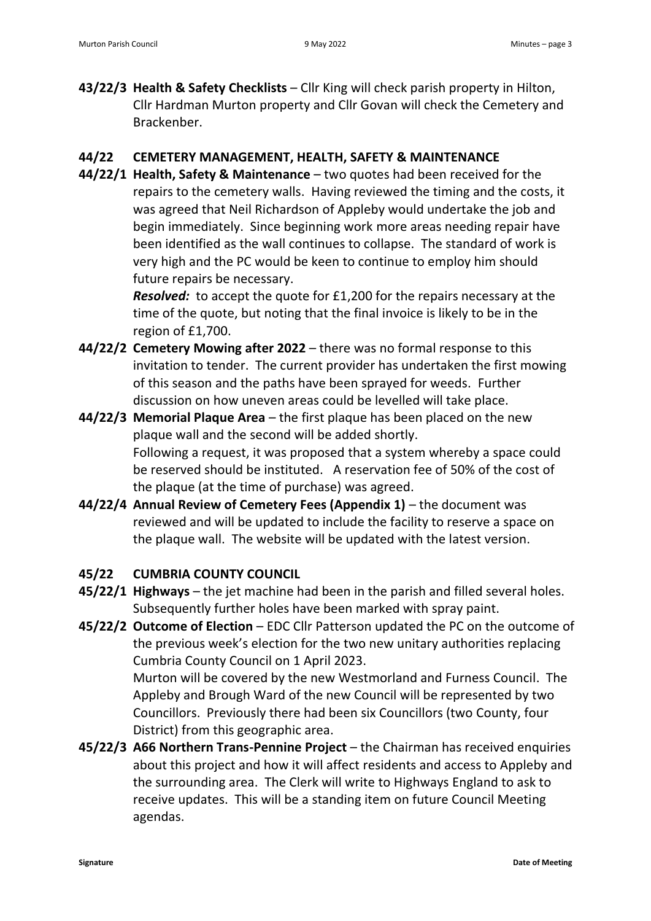**43/22/3 Health & Safety Checklists** – Cllr King will check parish property in Hilton, Cllr Hardman Murton property and Cllr Govan will check the Cemetery and Brackenber.

## 44/22 CEMETERY MANAGEMENT, HEALTH, SAFETY & MAINTENANCE

**44/22/1 Health, Safety & Maintenance** – two quotes had been received for the repairs to the cemetery walls. Having reviewed the timing and the costs, it was agreed that Neil Richardson of Appleby would undertake the job and begin immediately. Since beginning work more areas needing repair have been identified as the wall continues to collapse. The standard of work is very high and the PC would be keen to continue to employ him should future repairs be necessary.

***Resolved:*** to accept the quote for £1,200 for the repairs necessary at the time of the quote, but noting that the final invoice is likely to be in the region of £1,700.

**44/22/2 Cemetery Mowing after 2022** – there was no formal response to this invitation to tender. The current provider has undertaken the first mowing of this season and the paths have been sprayed for weeds. Further discussion on how uneven areas could be levelled will take place.

**44/22/3 Memorial Plaque Area** – the first plaque has been placed on the new plaque wall and the second will be added shortly.
Following a request, it was proposed that a system whereby a space could be reserved should be instituted. A reservation fee of 50% of the cost of the plaque (at the time of purchase) was agreed.

**44/22/4 Annual Review of Cemetery Fees (Appendix 1)** – the document was reviewed and will be updated to include the facility to reserve a space on the plaque wall. The website will be updated with the latest version.

## 45/22 CUMBRIA COUNTY COUNCIL

**45/22/1 Highways** – the jet machine had been in the parish and filled several holes. Subsequently further holes have been marked with spray paint.

**45/22/2 Outcome of Election** – EDC Cllr Patterson updated the PC on the outcome of the previous week's election for the two new unitary authorities replacing Cumbria County Council on 1 April 2023.
Murton will be covered by the new Westmorland and Furness Council. The Appleby and Brough Ward of the new Council will be represented by two Councillors. Previously there had been six Councillors (two County, four District) from this geographic area.

**45/22/3 A66 Northern Trans-Pennine Project** – the Chairman has received enquiries about this project and how it will affect residents and access to Appleby and the surrounding area. The Clerk will write to Highways England to ask to receive updates. This will be a standing item on future Council Meeting agendas.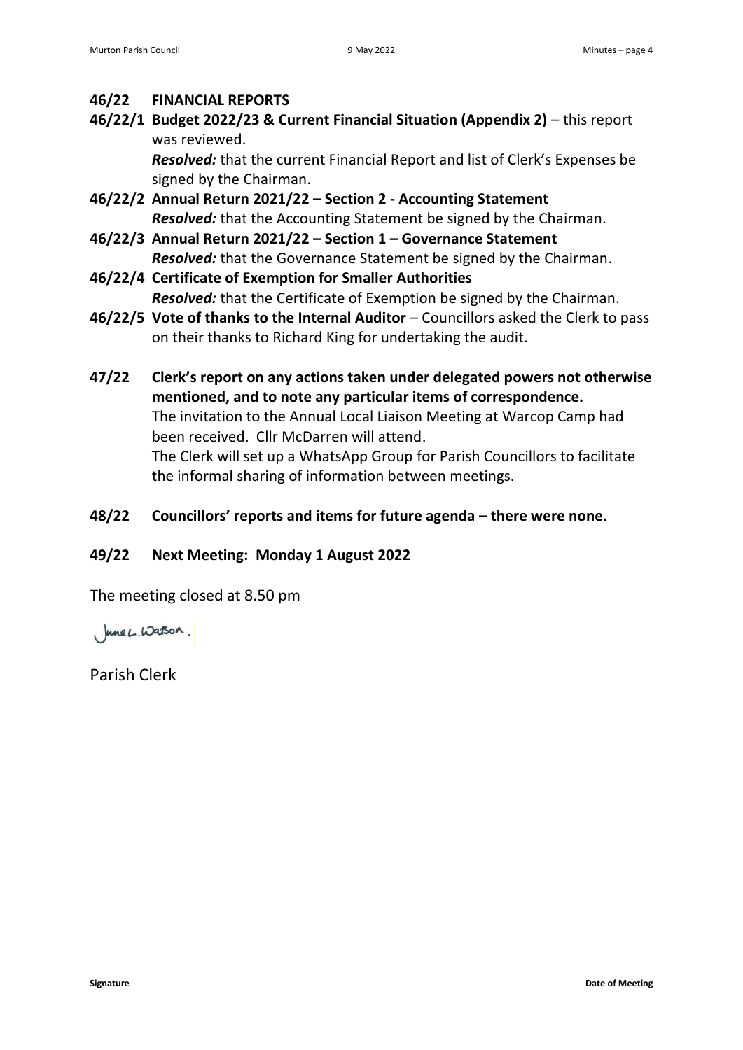**46/22 FINANCIAL REPORTS**

**46/22/1 Budget 2022/23 & Current Financial Situation (Appendix 2)** – this report was reviewed.
***Resolved:*** that the current Financial Report and list of Clerk's Expenses be signed by the Chairman.

**46/22/2 Annual Return 2021/22 – Section 2 - Accounting Statement**
***Resolved:*** that the Accounting Statement be signed by the Chairman.

**46/22/3 Annual Return 2021/22 – Section 1 – Governance Statement**
***Resolved:*** that the Governance Statement be signed by the Chairman.

**46/22/4 Certificate of Exemption for Smaller Authorities**
***Resolved:*** that the Certificate of Exemption be signed by the Chairman.

**46/22/5 Vote of thanks to the Internal Auditor** – Councillors asked the Clerk to pass on their thanks to Richard King for undertaking the audit.

**47/22 Clerk's report on any actions taken under delegated powers not otherwise mentioned, and to note any particular items of correspondence.**
The invitation to the Annual Local Liaison Meeting at Warcop Camp had been received. Cllr McDarren will attend.
The Clerk will set up a WhatsApp Group for Parish Councillors to facilitate the informal sharing of information between meetings.

**48/22 Councillors' reports and items for future agenda – there were none.**

**49/22 Next Meeting: Monday 1 August 2022**

The meeting closed at 8.50 pm

June L. Watson.

Parish Clerk

**Signature** **Date of Meeting**